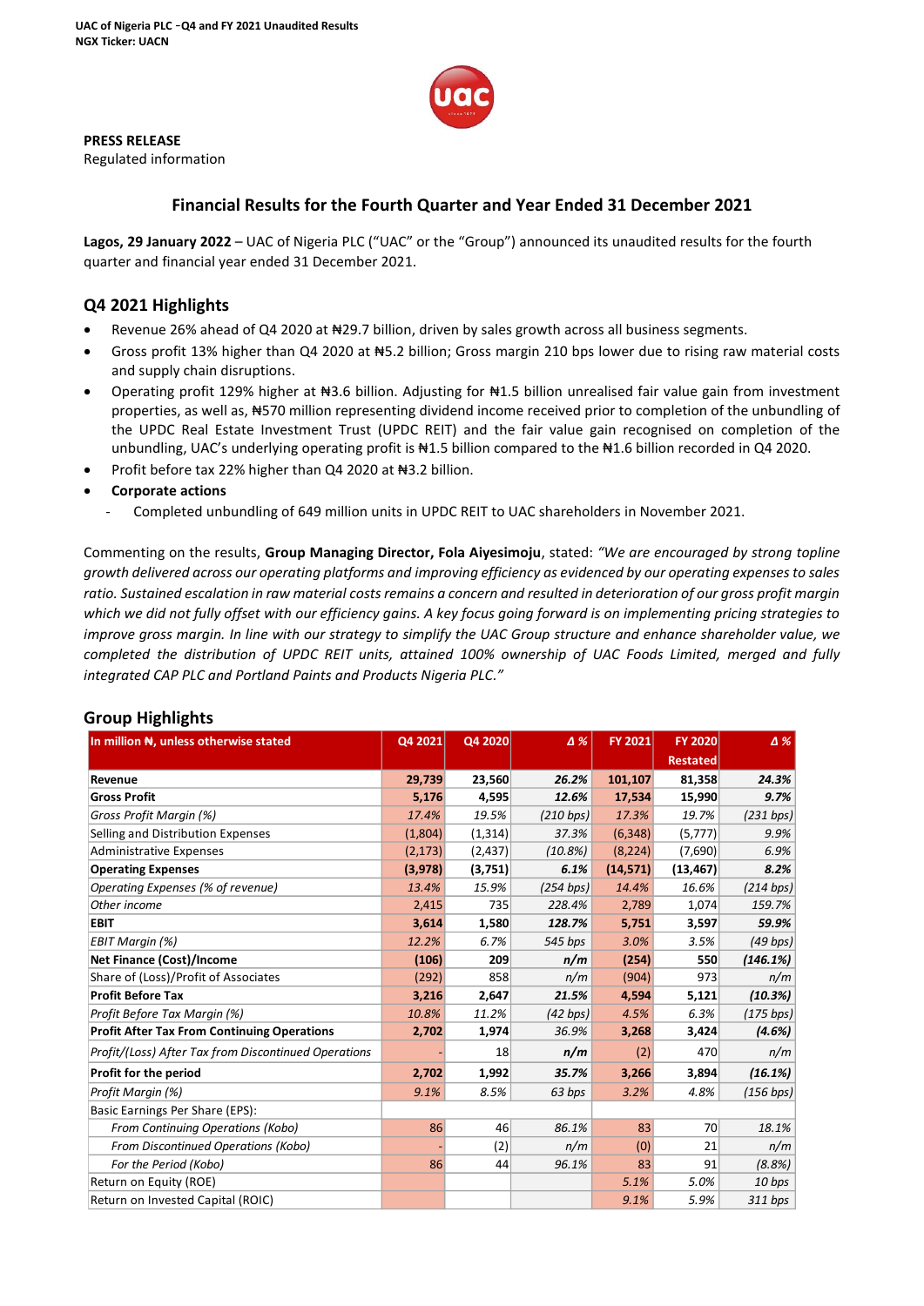UAC of Nigeria PLC –Q4 and FY 2021 Unaudited Results
NGX Ticker: UACN

**PRESS RELEASE**
Regulated information

## Financial Results for the Fourth Quarter and Year Ended 31 December 2021

**Lagos, 29 January 2022** – UAC of Nigeria PLC ("UAC" or the "Group") announced its unaudited results for the fourth quarter and financial year ended 31 December 2021.

## Q4 2021 Highlights

- Revenue 26% ahead of Q4 2020 at ₦29.7 billion, driven by sales growth across all business segments.
- Gross profit 13% higher than Q4 2020 at ₦5.2 billion; Gross margin 210 bps lower due to rising raw material costs and supply chain disruptions.
- Operating profit 129% higher at ₦3.6 billion. Adjusting for ₦1.5 billion unrealised fair value gain from investment properties, as well as, ₦570 million representing dividend income received prior to completion of the unbundling of the UPDC Real Estate Investment Trust (UPDC REIT) and the fair value gain recognised on completion of the unbundling, UAC's underlying operating profit is ₦1.5 billion compared to the ₦1.6 billion recorded in Q4 2020.
- Profit before tax 22% higher than Q4 2020 at ₦3.2 billion.
- **Corporate actions**
  - Completed unbundling of 649 million units in UPDC REIT to UAC shareholders in November 2021.

Commenting on the results, **Group Managing Director, Fola Aiyesimoju**, stated: *"We are encouraged by strong topline growth delivered across our operating platforms and improving efficiency as evidenced by our operating expenses to sales ratio. Sustained escalation in raw material costs remains a concern and resulted in deterioration of our gross profit margin which we did not fully offset with our efficiency gains. A key focus going forward is on implementing pricing strategies to improve gross margin. In line with our strategy to simplify the UAC Group structure and enhance shareholder value, we completed the distribution of UPDC REIT units, attained 100% ownership of UAC Foods Limited, merged and fully integrated CAP PLC and Portland Paints and Products Nigeria PLC."*

## Group Highlights

| In million ₦, unless otherwise stated | Q4 2021 | Q4 2020 | Δ % | FY 2021 | FY 2020 Restated | Δ % |
|---|---|---|---|---|---|---|
| **Revenue** | **29,739** | **23,560** | ***26.2%*** | **101,107** | **81,358** | ***24.3%*** |
| **Gross Profit** | **5,176** | **4,595** | ***12.6%*** | **17,534** | **15,990** | ***9.7%*** |
| *Gross Profit Margin (%)* | *17.4%* | *19.5%* | *(210 bps)* | *17.3%* | *19.7%* | *(231 bps)* |
| Selling and Distribution Expenses | (1,804) | (1,314) | *37.3%* | (6,348) | (5,777) | *9.9%* |
| Administrative Expenses | (2,173) | (2,437) | *(10.8%)* | (8,224) | (7,690) | *6.9%* |
| **Operating Expenses** | **(3,978)** | **(3,751)** | ***6.1%*** | **(14,571)** | **(13,467)** | ***8.2%*** |
| *Operating Expenses (% of revenue)* | *13.4%* | *15.9%* | *(254 bps)* | *14.4%* | *16.6%* | *(214 bps)* |
| *Other income* | 2,415 | 735 | *228.4%* | 2,789 | 1,074 | *159.7%* |
| **EBIT** | **3,614** | **1,580** | ***128.7%*** | **5,751** | **3,597** | ***59.9%*** |
| *EBIT Margin (%)* | *12.2%* | *6.7%* | *545 bps* | *3.0%* | *3.5%* | *(49 bps)* |
| **Net Finance (Cost)/Income** | **(106)** | **209** | ***n/m*** | **(254)** | **550** | ***(146.1%)*** |
| Share of (Loss)/Profit of Associates | (292) | 858 | *n/m* | (904) | 973 | *n/m* |
| **Profit Before Tax** | **3,216** | **2,647** | ***21.5%*** | **4,594** | **5,121** | ***(10.3%)*** |
| *Profit Before Tax Margin (%)* | *10.8%* | *11.2%* | *(42 bps)* | *4.5%* | *6.3%* | *(175 bps)* |
| **Profit After Tax From Continuing Operations** | **2,702** | **1,974** | *36.9%* | **3,268** | **3,424** | ***(4.6%)*** |
| *Profit/(Loss) After Tax from Discontinued Operations* | - | 18 | ***n/m*** | (2) | 470 | *n/m* |
| **Profit for the period** | **2,702** | **1,992** | ***35.7%*** | **3,266** | **3,894** | ***(16.1%)*** |
| *Profit Margin (%)* | *9.1%* | *8.5%* | *63 bps* | *3.2%* | *4.8%* | *(156 bps)* |
| Basic Earnings Per Share (EPS): | | | | | | |
| *From Continuing Operations (Kobo)* | 86 | 46 | *86.1%* | 83 | 70 | *18.1%* |
| *From Discontinued Operations (Kobo)* | - | (2) | *n/m* | (0) | 21 | *n/m* |
| *For the Period (Kobo)* | 86 | 44 | *96.1%* | 83 | 91 | *(8.8%)* |
| Return on Equity (ROE) | | | | *5.1%* | *5.0%* | *10 bps* |
| Return on Invested Capital (ROIC) | | | | *9.1%* | *5.9%* | *311 bps* |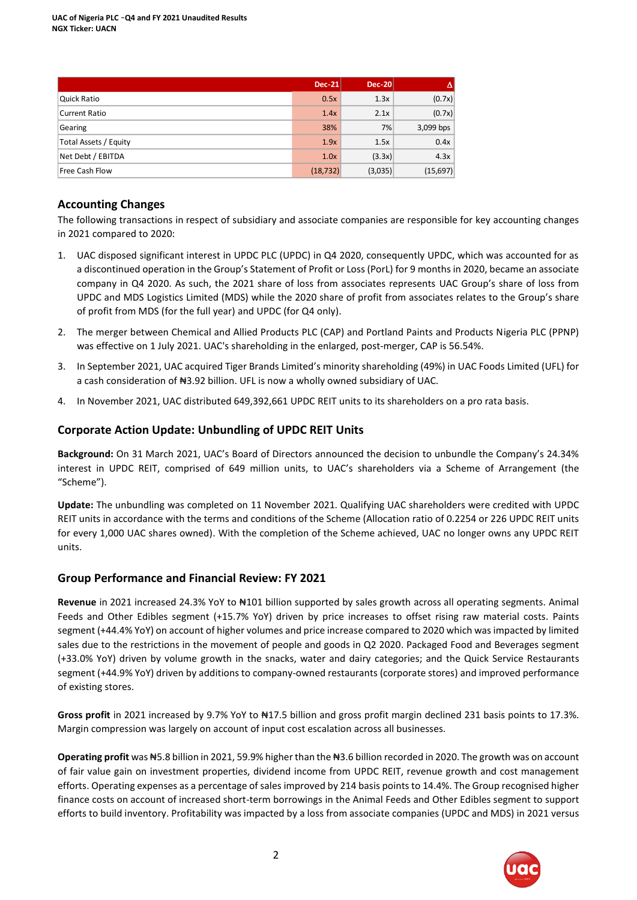| | Dec-21 | Dec-20 | Δ |
|---|---|---|---|
| Quick Ratio | 0.5x | 1.3x | (0.7x) |
| Current Ratio | 1.4x | 2.1x | (0.7x) |
| Gearing | 38% | 7% | 3,099 bps |
| Total Assets / Equity | 1.9x | 1.5x | 0.4x |
| Net Debt / EBITDA | 1.0x | (3.3x) | 4.3x |
| Free Cash Flow | (18,732) | (3,035) | (15,697) |

## Accounting Changes

The following transactions in respect of subsidiary and associate companies are responsible for key accounting changes in 2021 compared to 2020:

1. UAC disposed significant interest in UPDC PLC (UPDC) in Q4 2020, consequently UPDC, which was accounted for as a discontinued operation in the Group's Statement of Profit or Loss (PorL) for 9 months in 2020, became an associate company in Q4 2020. As such, the 2021 share of loss from associates represents UAC Group's share of loss from UPDC and MDS Logistics Limited (MDS) while the 2020 share of profit from associates relates to the Group's share of profit from MDS (for the full year) and UPDC (for Q4 only).
2. The merger between Chemical and Allied Products PLC (CAP) and Portland Paints and Products Nigeria PLC (PPNP) was effective on 1 July 2021. UAC's shareholding in the enlarged, post-merger, CAP is 56.54%.
3. In September 2021, UAC acquired Tiger Brands Limited's minority shareholding (49%) in UAC Foods Limited (UFL) for a cash consideration of ₦3.92 billion. UFL is now a wholly owned subsidiary of UAC.
4. In November 2021, UAC distributed 649,392,661 UPDC REIT units to its shareholders on a pro rata basis.

## Corporate Action Update: Unbundling of UPDC REIT Units

**Background:** On 31 March 2021, UAC's Board of Directors announced the decision to unbundle the Company's 24.34% interest in UPDC REIT, comprised of 649 million units, to UAC's shareholders via a Scheme of Arrangement (the "Scheme").

**Update:** The unbundling was completed on 11 November 2021. Qualifying UAC shareholders were credited with UPDC REIT units in accordance with the terms and conditions of the Scheme (Allocation ratio of 0.2254 or 226 UPDC REIT units for every 1,000 UAC shares owned). With the completion of the Scheme achieved, UAC no longer owns any UPDC REIT units.

## Group Performance and Financial Review: FY 2021

**Revenue** in 2021 increased 24.3% YoY to ₦101 billion supported by sales growth across all operating segments. Animal Feeds and Other Edibles segment (+15.7% YoY) driven by price increases to offset rising raw material costs. Paints segment (+44.4% YoY) on account of higher volumes and price increase compared to 2020 which was impacted by limited sales due to the restrictions in the movement of people and goods in Q2 2020. Packaged Food and Beverages segment (+33.0% YoY) driven by volume growth in the snacks, water and dairy categories; and the Quick Service Restaurants segment (+44.9% YoY) driven by additions to company-owned restaurants (corporate stores) and improved performance of existing stores.

**Gross profit** in 2021 increased by 9.7% YoY to ₦17.5 billion and gross profit margin declined 231 basis points to 17.3%. Margin compression was largely on account of input cost escalation across all businesses.

**Operating profit** was ₦5.8 billion in 2021, 59.9% higher than the ₦3.6 billion recorded in 2020. The growth was on account of fair value gain on investment properties, dividend income from UPDC REIT, revenue growth and cost management efforts. Operating expenses as a percentage of sales improved by 214 basis points to 14.4%. The Group recognised higher finance costs on account of increased short-term borrowings in the Animal Feeds and Other Edibles segment to support efforts to build inventory. Profitability was impacted by a loss from associate companies (UPDC and MDS) in 2021 versus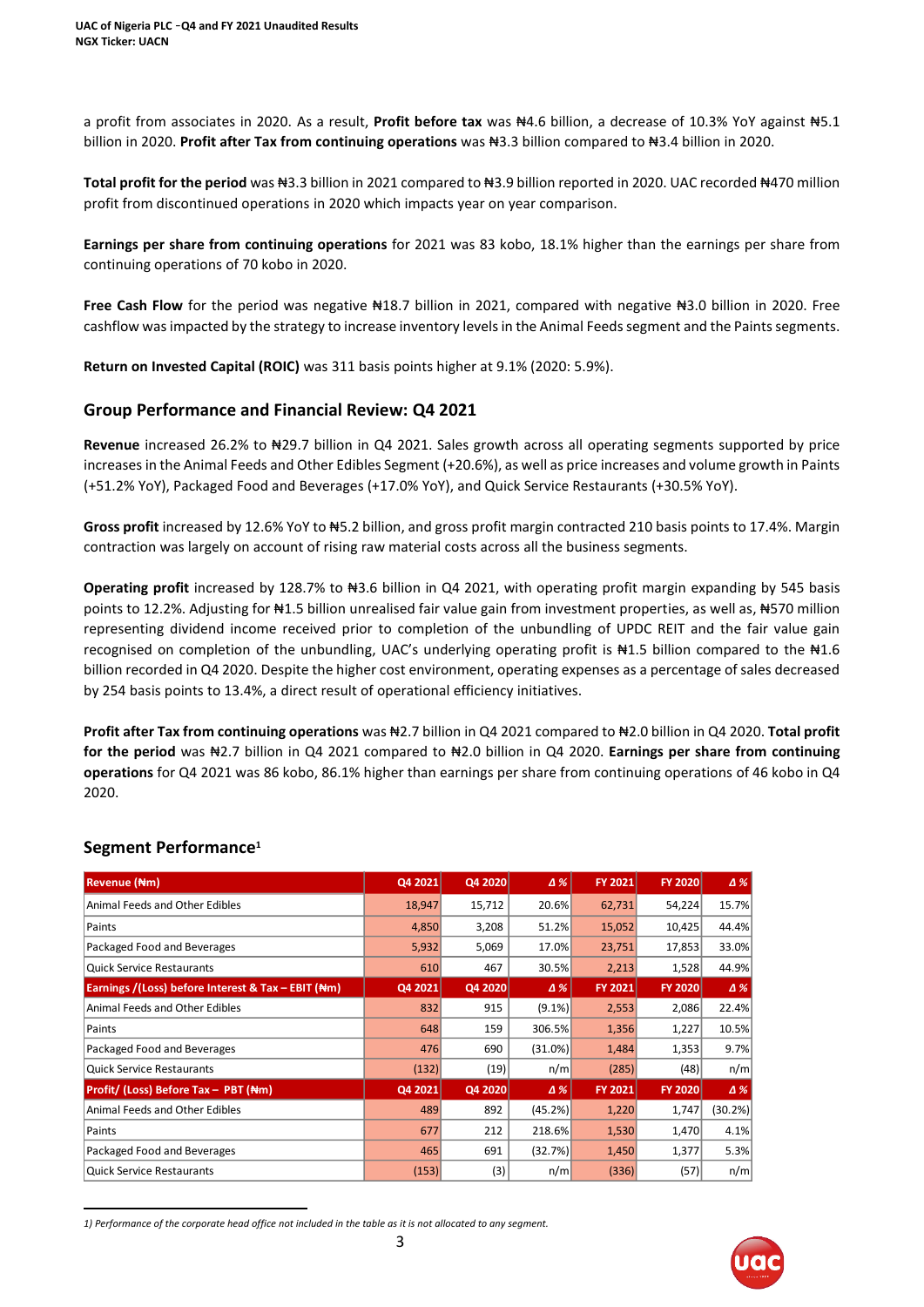a profit from associates in 2020. As a result, **Profit before tax** was ₦4.6 billion, a decrease of 10.3% YoY against ₦5.1 billion in 2020. **Profit after Tax from continuing operations** was ₦3.3 billion compared to ₦3.4 billion in 2020.

**Total profit for the period** was ₦3.3 billion in 2021 compared to ₦3.9 billion reported in 2020. UAC recorded ₦470 million profit from discontinued operations in 2020 which impacts year on year comparison.

**Earnings per share from continuing operations** for 2021 was 83 kobo, 18.1% higher than the earnings per share from continuing operations of 70 kobo in 2020.

**Free Cash Flow** for the period was negative ₦18.7 billion in 2021, compared with negative ₦3.0 billion in 2020. Free cashflow was impacted by the strategy to increase inventory levels in the Animal Feeds segment and the Paints segments.

**Return on Invested Capital (ROIC)** was 311 basis points higher at 9.1% (2020: 5.9%).

## Group Performance and Financial Review: Q4 2021

**Revenue** increased 26.2% to ₦29.7 billion in Q4 2021. Sales growth across all operating segments supported by price increases in the Animal Feeds and Other Edibles Segment (+20.6%), as well as price increases and volume growth in Paints (+51.2% YoY), Packaged Food and Beverages (+17.0% YoY), and Quick Service Restaurants (+30.5% YoY).

**Gross profit** increased by 12.6% YoY to ₦5.2 billion, and gross profit margin contracted 210 basis points to 17.4%. Margin contraction was largely on account of rising raw material costs across all the business segments.

**Operating profit** increased by 128.7% to ₦3.6 billion in Q4 2021, with operating profit margin expanding by 545 basis points to 12.2%. Adjusting for ₦1.5 billion unrealised fair value gain from investment properties, as well as, ₦570 million representing dividend income received prior to completion of the unbundling of UPDC REIT and the fair value gain recognised on completion of the unbundling, UAC's underlying operating profit is ₦1.5 billion compared to the ₦1.6 billion recorded in Q4 2020. Despite the higher cost environment, operating expenses as a percentage of sales decreased by 254 basis points to 13.4%, a direct result of operational efficiency initiatives.

**Profit after Tax from continuing operations** was ₦2.7 billion in Q4 2021 compared to ₦2.0 billion in Q4 2020. **Total profit for the period** was ₦2.7 billion in Q4 2021 compared to ₦2.0 billion in Q4 2020. **Earnings per share from continuing operations** for Q4 2021 was 86 kobo, 86.1% higher than earnings per share from continuing operations of 46 kobo in Q4 2020.

## Segment Performance[1]

| Revenue (₦m) | Q4 2021 | Q4 2020 | Δ % | FY 2021 | FY 2020 | Δ % |
|---|---|---|---|---|---|---|
| Animal Feeds and Other Edibles | 18,947 | 15,712 | 20.6% | 62,731 | 54,224 | 15.7% |
| Paints | 4,850 | 3,208 | 51.2% | 15,052 | 10,425 | 44.4% |
| Packaged Food and Beverages | 5,932 | 5,069 | 17.0% | 23,751 | 17,853 | 33.0% |
| Quick Service Restaurants | 610 | 467 | 30.5% | 2,213 | 1,528 | 44.9% |
| **Earnings /(Loss) before Interest & Tax – EBIT (₦m)** | **Q4 2021** | **Q4 2020** | **Δ %** | **FY 2021** | **FY 2020** | **Δ %** |
| Animal Feeds and Other Edibles | 832 | 915 | (9.1%) | 2,553 | 2,086 | 22.4% |
| Paints | 648 | 159 | 306.5% | 1,356 | 1,227 | 10.5% |
| Packaged Food and Beverages | 476 | 690 | (31.0%) | 1,484 | 1,353 | 9.7% |
| Quick Service Restaurants | (132) | (19) | n/m | (285) | (48) | n/m |
| **Profit/ (Loss) Before Tax – PBT (₦m)** | **Q4 2021** | **Q4 2020** | **Δ %** | **FY 2021** | **FY 2020** | **Δ %** |
| Animal Feeds and Other Edibles | 489 | 892 | (45.2%) | 1,220 | 1,747 | (30.2%) |
| Paints | 677 | 212 | 218.6% | 1,530 | 1,470 | 4.1% |
| Packaged Food and Beverages | 465 | 691 | (32.7%) | 1,450 | 1,377 | 5.3% |
| Quick Service Restaurants | (153) | (3) | n/m | (336) | (57) | n/m |

*1) Performance of the corporate head office not included in the table as it is not allocated to any segment.*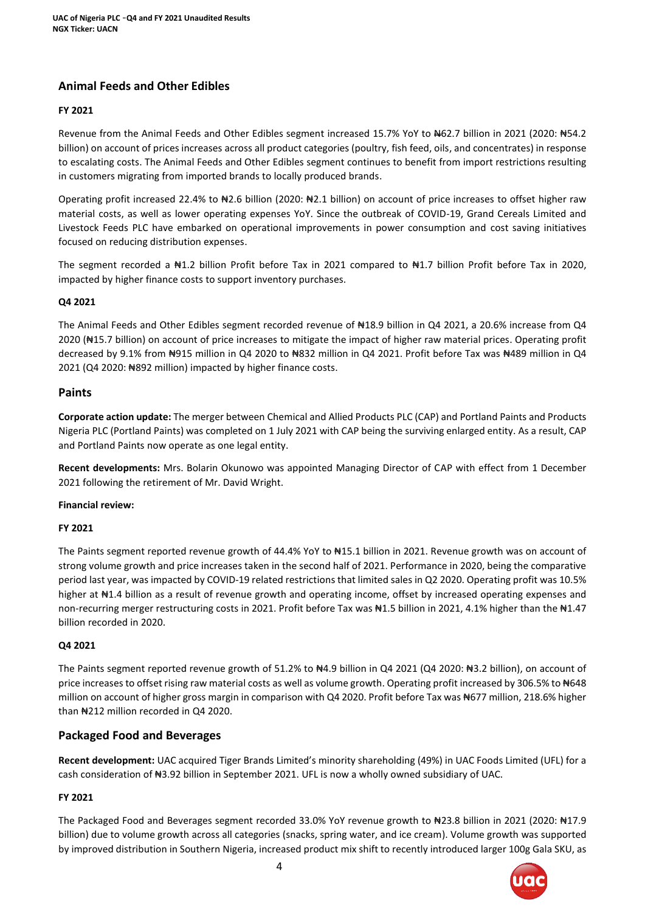## Animal Feeds and Other Edibles

**FY 2021**

Revenue from the Animal Feeds and Other Edibles segment increased 15.7% YoY to ₦62.7 billion in 2021 (2020: ₦54.2 billion) on account of prices increases across all product categories (poultry, fish feed, oils, and concentrates) in response to escalating costs. The Animal Feeds and Other Edibles segment continues to benefit from import restrictions resulting in customers migrating from imported brands to locally produced brands.

Operating profit increased 22.4% to ₦2.6 billion (2020: ₦2.1 billion) on account of price increases to offset higher raw material costs, as well as lower operating expenses YoY. Since the outbreak of COVID-19, Grand Cereals Limited and Livestock Feeds PLC have embarked on operational improvements in power consumption and cost saving initiatives focused on reducing distribution expenses.

The segment recorded a ₦1.2 billion Profit before Tax in 2021 compared to ₦1.7 billion Profit before Tax in 2020, impacted by higher finance costs to support inventory purchases.

**Q4 2021**

The Animal Feeds and Other Edibles segment recorded revenue of ₦18.9 billion in Q4 2021, a 20.6% increase from Q4 2020 (₦15.7 billion) on account of price increases to mitigate the impact of higher raw material prices. Operating profit decreased by 9.1% from ₦915 million in Q4 2020 to ₦832 million in Q4 2021. Profit before Tax was ₦489 million in Q4 2021 (Q4 2020: ₦892 million) impacted by higher finance costs.

## Paints

**Corporate action update:** The merger between Chemical and Allied Products PLC (CAP) and Portland Paints and Products Nigeria PLC (Portland Paints) was completed on 1 July 2021 with CAP being the surviving enlarged entity. As a result, CAP and Portland Paints now operate as one legal entity.

**Recent developments:** Mrs. Bolarin Okunowo was appointed Managing Director of CAP with effect from 1 December 2021 following the retirement of Mr. David Wright.

**Financial review:**

**FY 2021**

The Paints segment reported revenue growth of 44.4% YoY to ₦15.1 billion in 2021. Revenue growth was on account of strong volume growth and price increases taken in the second half of 2021. Performance in 2020, being the comparative period last year, was impacted by COVID-19 related restrictions that limited sales in Q2 2020. Operating profit was 10.5% higher at ₦1.4 billion as a result of revenue growth and operating income, offset by increased operating expenses and non-recurring merger restructuring costs in 2021. Profit before Tax was ₦1.5 billion in 2021, 4.1% higher than the ₦1.47 billion recorded in 2020.

**Q4 2021**

The Paints segment reported revenue growth of 51.2% to ₦4.9 billion in Q4 2021 (Q4 2020: ₦3.2 billion), on account of price increases to offset rising raw material costs as well as volume growth. Operating profit increased by 306.5% to ₦648 million on account of higher gross margin in comparison with Q4 2020. Profit before Tax was ₦677 million, 218.6% higher than ₦212 million recorded in Q4 2020.

## Packaged Food and Beverages

**Recent development:** UAC acquired Tiger Brands Limited's minority shareholding (49%) in UAC Foods Limited (UFL) for a cash consideration of ₦3.92 billion in September 2021. UFL is now a wholly owned subsidiary of UAC.

**FY 2021**

The Packaged Food and Beverages segment recorded 33.0% YoY revenue growth to ₦23.8 billion in 2021 (2020: ₦17.9 billion) due to volume growth across all categories (snacks, spring water, and ice cream). Volume growth was supported by improved distribution in Southern Nigeria, increased product mix shift to recently introduced larger 100g Gala SKU, as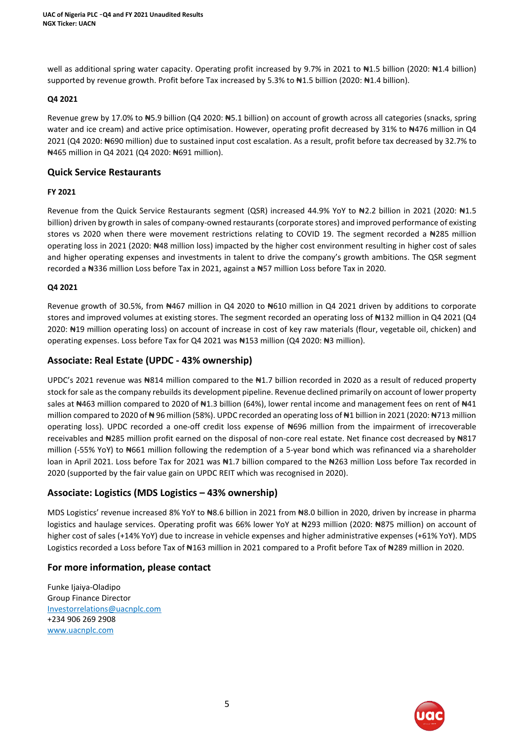well as additional spring water capacity. Operating profit increased by 9.7% in 2021 to ₦1.5 billion (2020: ₦1.4 billion) supported by revenue growth. Profit before Tax increased by 5.3% to ₦1.5 billion (2020: ₦1.4 billion).

#### Q4 2021

Revenue grew by 17.0% to ₦5.9 billion (Q4 2020: ₦5.1 billion) on account of growth across all categories (snacks, spring water and ice cream) and active price optimisation. However, operating profit decreased by 31% to ₦476 million in Q4 2021 (Q4 2020: ₦690 million) due to sustained input cost escalation. As a result, profit before tax decreased by 32.7% to ₦465 million in Q4 2021 (Q4 2020: ₦691 million).

### Quick Service Restaurants

#### FY 2021

Revenue from the Quick Service Restaurants segment (QSR) increased 44.9% YoY to ₦2.2 billion in 2021 (2020: ₦1.5 billion) driven by growth in sales of company-owned restaurants (corporate stores) and improved performance of existing stores vs 2020 when there were movement restrictions relating to COVID 19. The segment recorded a ₦285 million operating loss in 2021 (2020: ₦48 million loss) impacted by the higher cost environment resulting in higher cost of sales and higher operating expenses and investments in talent to drive the company's growth ambitions. The QSR segment recorded a ₦336 million Loss before Tax in 2021, against a ₦57 million Loss before Tax in 2020.

#### Q4 2021

Revenue growth of 30.5%, from ₦467 million in Q4 2020 to ₦610 million in Q4 2021 driven by additions to corporate stores and improved volumes at existing stores. The segment recorded an operating loss of ₦132 million in Q4 2021 (Q4 2020: ₦19 million operating loss) on account of increase in cost of key raw materials (flour, vegetable oil, chicken) and operating expenses. Loss before Tax for Q4 2021 was ₦153 million (Q4 2020: ₦3 million).

### Associate: Real Estate (UPDC - 43% ownership)

UPDC's 2021 revenue was ₦814 million compared to the ₦1.7 billion recorded in 2020 as a result of reduced property stock for sale as the company rebuilds its development pipeline. Revenue declined primarily on account of lower property sales at ₦463 million compared to 2020 of ₦1.3 billion (64%), lower rental income and management fees on rent of ₦41 million compared to 2020 of ₦ 96 million (58%). UPDC recorded an operating loss of ₦1 billion in 2021 (2020: ₦713 million operating loss). UPDC recorded a one-off credit loss expense of ₦696 million from the impairment of irrecoverable receivables and ₦285 million profit earned on the disposal of non-core real estate. Net finance cost decreased by ₦817 million (-55% YoY) to ₦661 million following the redemption of a 5-year bond which was refinanced via a shareholder loan in April 2021. Loss before Tax for 2021 was ₦1.7 billion compared to the ₦263 million Loss before Tax recorded in 2020 (supported by the fair value gain on UPDC REIT which was recognised in 2020).

### Associate: Logistics (MDS Logistics – 43% ownership)

MDS Logistics' revenue increased 8% YoY to ₦8.6 billion in 2021 from ₦8.0 billion in 2020, driven by increase in pharma logistics and haulage services. Operating profit was 66% lower YoY at ₦293 million (2020: ₦875 million) on account of higher cost of sales (+14% YoY) due to increase in vehicle expenses and higher administrative expenses (+61% YoY). MDS Logistics recorded a Loss before Tax of ₦163 million in 2021 compared to a Profit before Tax of ₦289 million in 2020.

### For more information, please contact

Funke Ijaiya-Oladipo
Group Finance Director
Investorrelations@uacnplc.com
+234 906 269 2908
www.uacnplc.com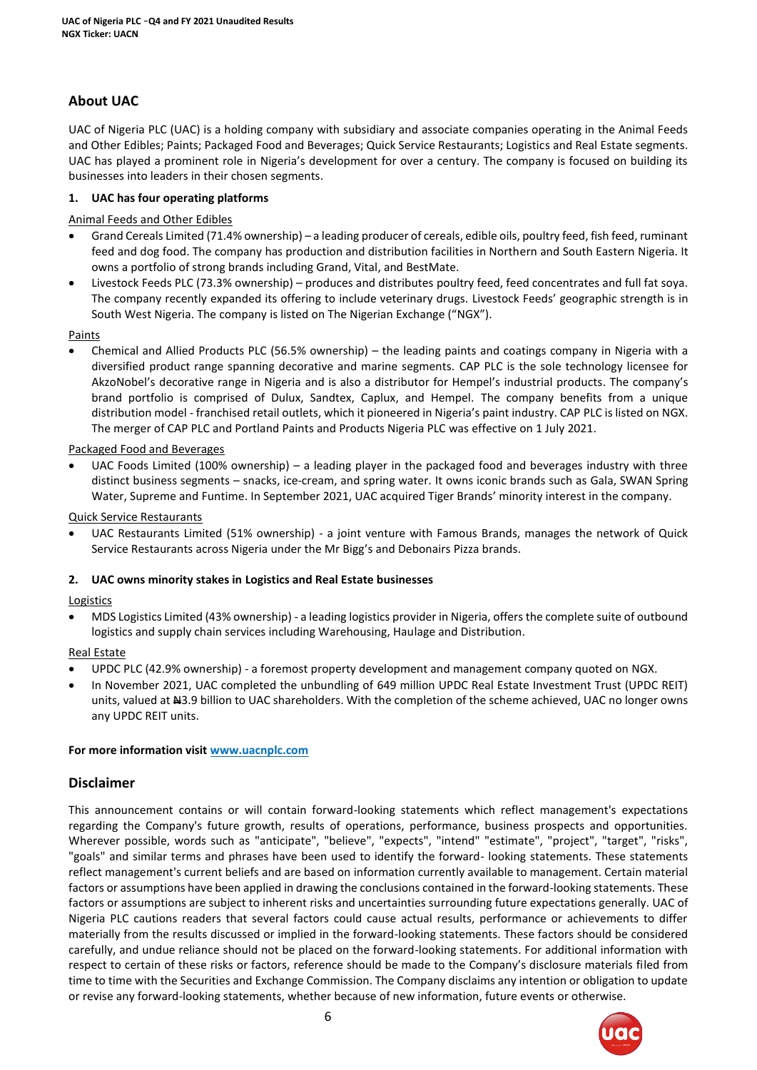## About UAC

UAC of Nigeria PLC (UAC) is a holding company with subsidiary and associate companies operating in the Animal Feeds and Other Edibles; Paints; Packaged Food and Beverages; Quick Service Restaurants; Logistics and Real Estate segments. UAC has played a prominent role in Nigeria's development for over a century. The company is focused on building its businesses into leaders in their chosen segments.

**1. UAC has four operating platforms**

Animal Feeds and Other Edibles

- Grand Cereals Limited (71.4% ownership) – a leading producer of cereals, edible oils, poultry feed, fish feed, ruminant feed and dog food. The company has production and distribution facilities in Northern and South Eastern Nigeria. It owns a portfolio of strong brands including Grand, Vital, and BestMate.
- Livestock Feeds PLC (73.3% ownership) – produces and distributes poultry feed, feed concentrates and full fat soya. The company recently expanded its offering to include veterinary drugs. Livestock Feeds' geographic strength is in South West Nigeria. The company is listed on The Nigerian Exchange ("NGX").

Paints

- Chemical and Allied Products PLC (56.5% ownership) – the leading paints and coatings company in Nigeria with a diversified product range spanning decorative and marine segments. CAP PLC is the sole technology licensee for AkzoNobel's decorative range in Nigeria and is also a distributor for Hempel's industrial products. The company's brand portfolio is comprised of Dulux, Sandtex, Caplux, and Hempel. The company benefits from a unique distribution model - franchised retail outlets, which it pioneered in Nigeria's paint industry. CAP PLC is listed on NGX. The merger of CAP PLC and Portland Paints and Products Nigeria PLC was effective on 1 July 2021.

Packaged Food and Beverages

- UAC Foods Limited (100% ownership) – a leading player in the packaged food and beverages industry with three distinct business segments – snacks, ice-cream, and spring water. It owns iconic brands such as Gala, SWAN Spring Water, Supreme and Funtime. In September 2021, UAC acquired Tiger Brands' minority interest in the company.

Quick Service Restaurants

- UAC Restaurants Limited (51% ownership) - a joint venture with Famous Brands, manages the network of Quick Service Restaurants across Nigeria under the Mr Bigg's and Debonairs Pizza brands.

**2. UAC owns minority stakes in Logistics and Real Estate businesses**

Logistics

- MDS Logistics Limited (43% ownership) - a leading logistics provider in Nigeria, offers the complete suite of outbound logistics and supply chain services including Warehousing, Haulage and Distribution.

Real Estate

- UPDC PLC (42.9% ownership) - a foremost property development and management company quoted on NGX.
- In November 2021, UAC completed the unbundling of 649 million UPDC Real Estate Investment Trust (UPDC REIT) units, valued at ₦3.9 billion to UAC shareholders. With the completion of the scheme achieved, UAC no longer owns any UPDC REIT units.

**For more information visit www.uacnplc.com**

## Disclaimer

This announcement contains or will contain forward-looking statements which reflect management's expectations regarding the Company's future growth, results of operations, performance, business prospects and opportunities. Wherever possible, words such as "anticipate", "believe", "expects", "intend" "estimate", "project", "target", "risks", "goals" and similar terms and phrases have been used to identify the forward- looking statements. These statements reflect management's current beliefs and are based on information currently available to management. Certain material factors or assumptions have been applied in drawing the conclusions contained in the forward-looking statements. These factors or assumptions are subject to inherent risks and uncertainties surrounding future expectations generally. UAC of Nigeria PLC cautions readers that several factors could cause actual results, performance or achievements to differ materially from the results discussed or implied in the forward-looking statements. These factors should be considered carefully, and undue reliance should not be placed on the forward-looking statements. For additional information with respect to certain of these risks or factors, reference should be made to the Company's disclosure materials filed from time to time with the Securities and Exchange Commission. The Company disclaims any intention or obligation to update or revise any forward-looking statements, whether because of new information, future events or otherwise.